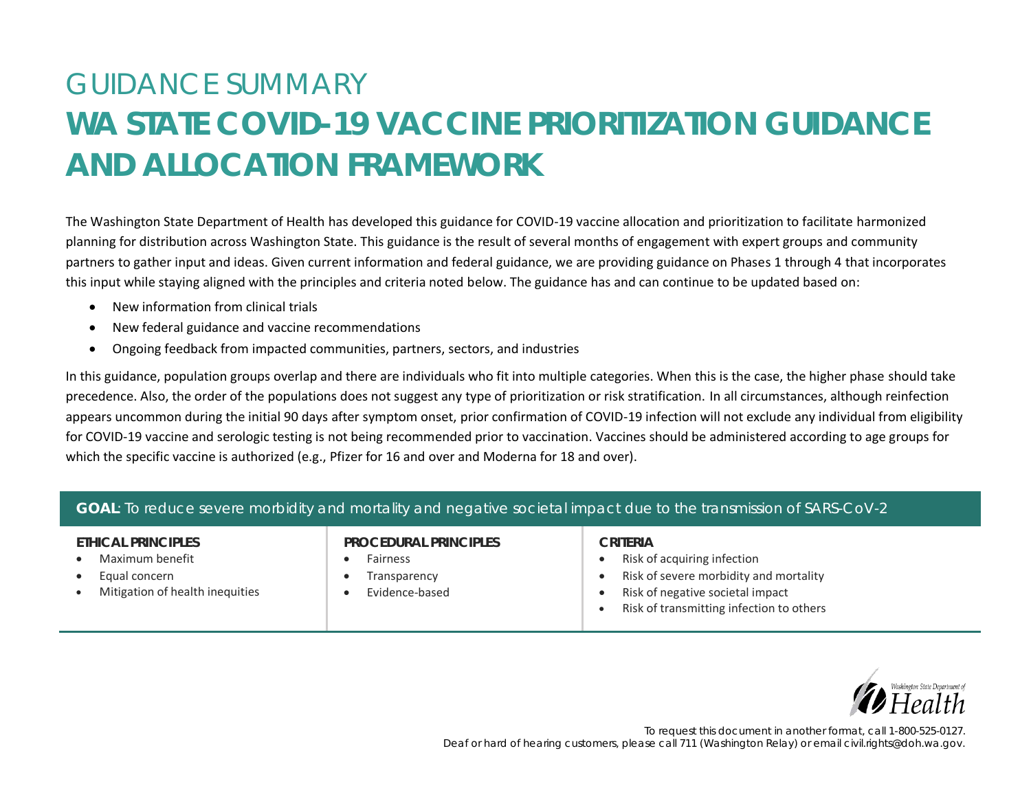# GUIDANCE SUMMARY

# WA STATE COVID-19 VACCINE PRIORITIZATION GUIDANCE AND ALLOCATION FRAMEWORK

The Washington State Department of Health has developed this guidance for COVID-19 vaccine allocation and prioritization to facilitate harmonized planning for distribution across Washington State. This guidance is the result of several months of engagement with expert groups and community partners to gather input and ideas. Given current information and federal guidance, we are providing guidance on Phases 1 through 4 that incorporates this input while staying aligned with the principles and criteria noted below. The guidance has and can continue to be updated based on:

- New information from clinical trials
- New federal guidance and vaccine recommendations
- Ongoing feedback from impacted communities, partners, sectors, and industries

In this guidance, population groups overlap and there are individuals who fit into multiple categories. When this is the case, the higher phase should take precedence. Also, the order of the populations does not suggest any type of prioritization or risk stratification. In all circumstances, although reinfection appears uncommon during the initial 90 days after symptom onset, prior confirmation of COVID-19 infection will not exclude any individual from eligibility for COVID-19 vaccine and serologic testing is not being recommended prior to vaccination. Vaccines should be administered according to age groups for which the specific vaccine is authorized (e.g., Pfizer for 16 and over and Moderna for 18 and over).

**GOAL**: To reduce severe morbidity and mortality and negative societal impact due to the transmission of SARS-CoV-2

**ETHICAL PRINCIPLES**

- Maximum benefit
- Equal concern
- Mitigation of health inequities

**PROCEDURAL PRINCIPLES**

- Fairness
- Transparency
- Evidence-based

**CRITERIA**

- Risk of acquiring infection
- Risk of severe morbidity and mortality
- Risk of negative societal impact
- Risk of transmitting infection to others

Washington State Department of Health

To request this document in another format, call 1-800-525-0127. Deaf or hard of hearing customers, please call 711 (Washington Relay) or email civil.rights@doh.wa.gov.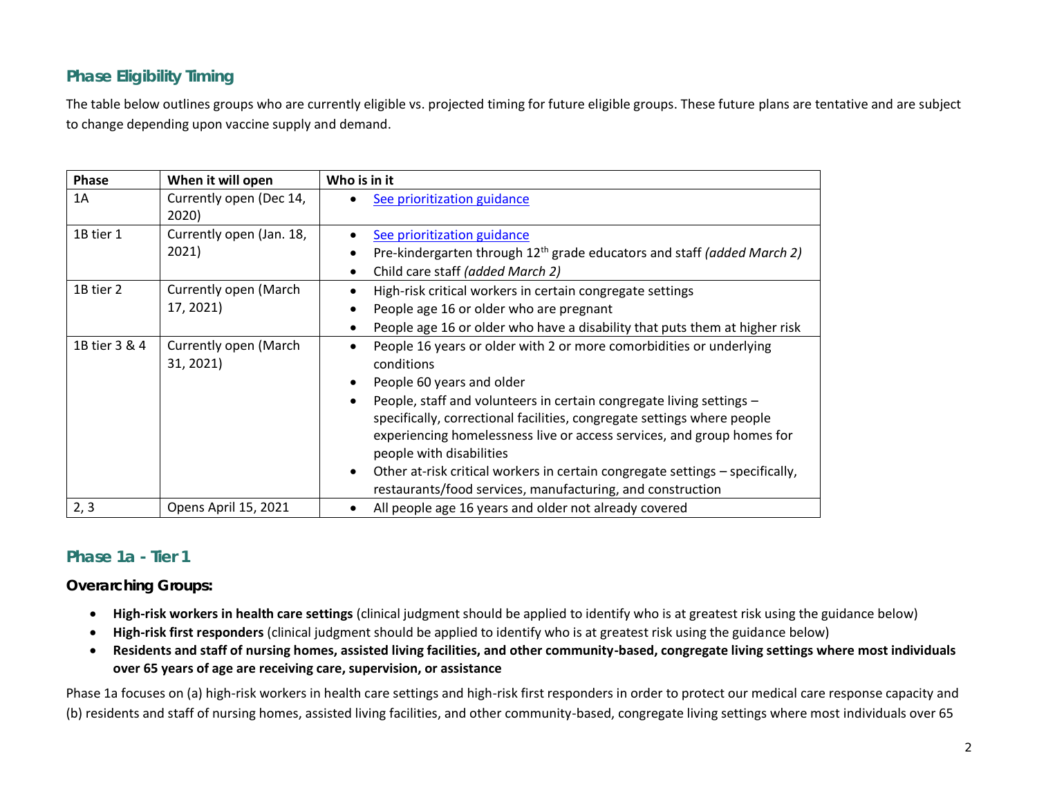## Phase Eligibility Timing

The table below outlines groups who are currently eligible vs. projected timing for future eligible groups. These future plans are tentative and are subject to change depending upon vaccine supply and demand.

| Phase | When it will open | Who is in it |
|---|---|---|
| 1A | Currently open (Dec 14, 2020) | • See prioritization guidance |
| 1B tier 1 | Currently open (Jan. 18, 2021) | • See prioritization guidance<br>• Pre-kindergarten through 12th grade educators and staff *(added March 2)*<br>• Child care staff *(added March 2)* |
| 1B tier 2 | Currently open (March 17, 2021) | • High-risk critical workers in certain congregate settings<br>• People age 16 or older who are pregnant<br>• People age 16 or older who have a disability that puts them at higher risk |
| 1B tier 3 & 4 | Currently open (March 31, 2021) | • People 16 years or older with 2 or more comorbidities or underlying conditions<br>• People 60 years and older<br>• People, staff and volunteers in certain congregate living settings – specifically, correctional facilities, congregate settings where people experiencing homelessness live or access services, and group homes for people with disabilities<br>• Other at-risk critical workers in certain congregate settings – specifically, restaurants/food services, manufacturing, and construction |
| 2, 3 | Opens April 15, 2021 | • All people age 16 years and older not already covered |

## Phase 1a - Tier 1

### Overarching Groups:

- **High-risk workers in health care settings** (clinical judgment should be applied to identify who is at greatest risk using the guidance below)
- **High-risk first responders** (clinical judgment should be applied to identify who is at greatest risk using the guidance below)
- **Residents and staff of nursing homes, assisted living facilities, and other community-based, congregate living settings where most individuals over 65 years of age are receiving care, supervision, or assistance**

Phase 1a focuses on (a) high-risk workers in health care settings and high-risk first responders in order to protect our medical care response capacity and (b) residents and staff of nursing homes, assisted living facilities, and other community-based, congregate living settings where most individuals over 65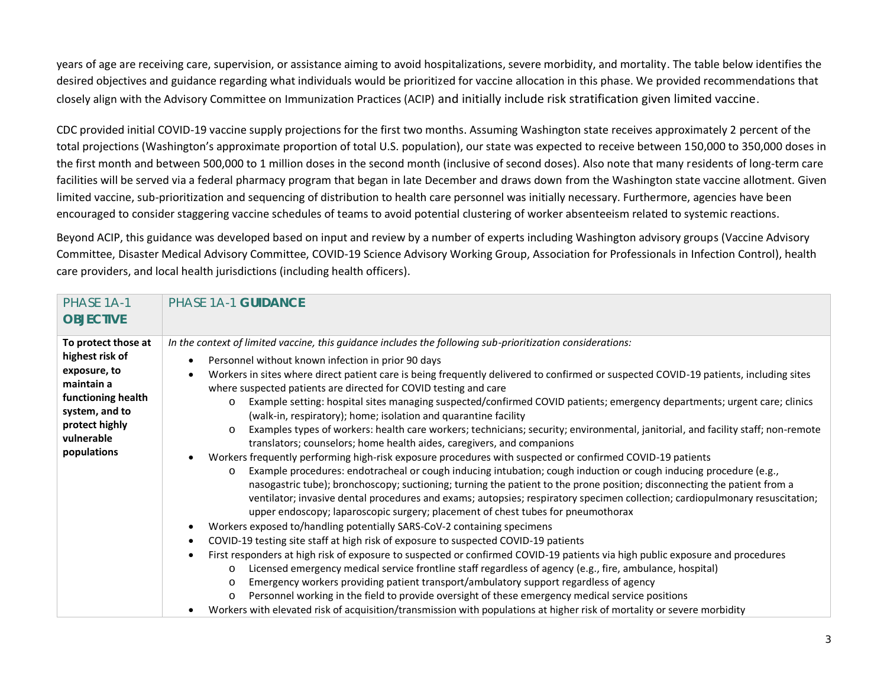years of age are receiving care, supervision, or assistance aiming to avoid hospitalizations, severe morbidity, and mortality. The table below identifies the desired objectives and guidance regarding what individuals would be prioritized for vaccine allocation in this phase. We provided recommendations that closely align with the Advisory Committee on Immunization Practices (ACIP) and initially include risk stratification given limited vaccine.

CDC provided initial COVID-19 vaccine supply projections for the first two months. Assuming Washington state receives approximately 2 percent of the total projections (Washington's approximate proportion of total U.S. population), our state was expected to receive between 150,000 to 350,000 doses in the first month and between 500,000 to 1 million doses in the second month (inclusive of second doses). Also note that many residents of long-term care facilities will be served via a federal pharmacy program that began in late December and draws down from the Washington state vaccine allotment. Given limited vaccine, sub-prioritization and sequencing of distribution to health care personnel was initially necessary. Furthermore, agencies have been encouraged to consider staggering vaccine schedules of teams to avoid potential clustering of worker absenteeism related to systemic reactions.

Beyond ACIP, this guidance was developed based on input and review by a number of experts including Washington advisory groups (Vaccine Advisory Committee, Disaster Medical Advisory Committee, COVID-19 Science Advisory Working Group, Association for Professionals in Infection Control), health care providers, and local health jurisdictions (including health officers).

| PHASE 1A-1 **OBJECTIVE** | PHASE 1A-1 **GUIDANCE** |
|---|---|
| **To protect those at highest risk of exposure, to maintain a functioning health system, and to protect highly vulnerable populations** | *In the context of limited vaccine, this guidance includes the following sub-prioritization considerations:*<br>• Personnel without known infection in prior 90 days<br>• Workers in sites where direct patient care is being frequently delivered to confirmed or suspected COVID-19 patients, including sites where suspected patients are directed for COVID testing and care<br>&nbsp;&nbsp;&nbsp;&nbsp;o Example setting: hospital sites managing suspected/confirmed COVID patients; emergency departments; urgent care; clinics (walk-in, respiratory); home; isolation and quarantine facility<br>&nbsp;&nbsp;&nbsp;&nbsp;o Examples types of workers: health care workers; technicians; security; environmental, janitorial, and facility staff; non-remote translators; counselors; home health aides, caregivers, and companions<br>• Workers frequently performing high-risk exposure procedures with suspected or confirmed COVID-19 patients<br>&nbsp;&nbsp;&nbsp;&nbsp;o Example procedures: endotracheal or cough inducing intubation; cough induction or cough inducing procedure (e.g., nasogastric tube); bronchoscopy; suctioning; turning the patient to the prone position; disconnecting the patient from a ventilator; invasive dental procedures and exams; autopsies; respiratory specimen collection; cardiopulmonary resuscitation; upper endoscopy; laparoscopic surgery; placement of chest tubes for pneumothorax<br>• Workers exposed to/handling potentially SARS-CoV-2 containing specimens<br>• COVID-19 testing site staff at high risk of exposure to suspected COVID-19 patients<br>• First responders at high risk of exposure to suspected or confirmed COVID-19 patients via high public exposure and procedures<br>&nbsp;&nbsp;&nbsp;&nbsp;o Licensed emergency medical service frontline staff regardless of agency (e.g., fire, ambulance, hospital)<br>&nbsp;&nbsp;&nbsp;&nbsp;o Emergency workers providing patient transport/ambulatory support regardless of agency<br>&nbsp;&nbsp;&nbsp;&nbsp;o Personnel working in the field to provide oversight of these emergency medical service positions<br>• Workers with elevated risk of acquisition/transmission with populations at higher risk of mortality or severe morbidity |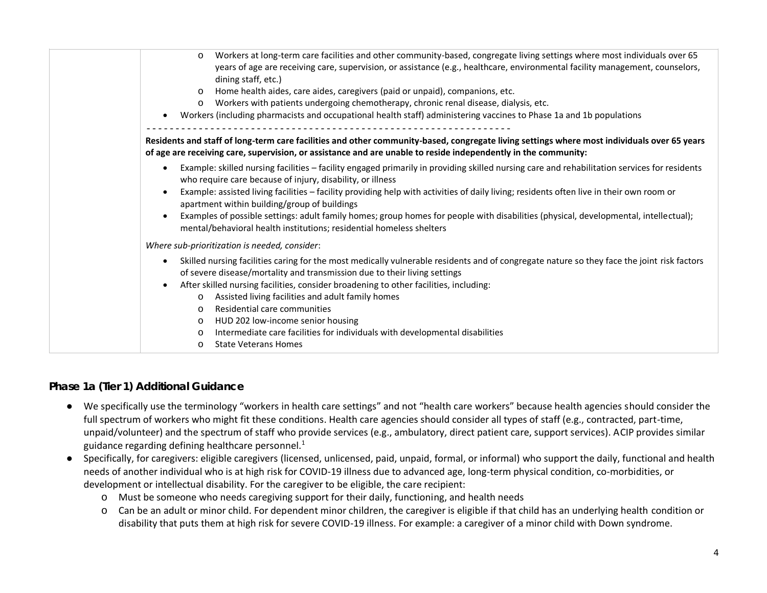| | ◦ Workers at long-term care facilities and other community-based, congregate living settings where most individuals over 65 years of age are receiving care, supervision, or assistance (e.g., healthcare, environmental facility management, counselors, dining staff, etc.)<br>◦ Home health aides, care aides, caregivers (paid or unpaid), companions, etc.<br>◦ Workers with patients undergoing chemotherapy, chronic renal disease, dialysis, etc.<br>• Workers (including pharmacists and occupational health staff) administering vaccines to Phase 1a and 1b populations<br>- - - - - - - - - - - - - - - - - - - - - - - - - - - - - - - - - - - - - - - - - - - - - - - - - - - - - - - - - - - - - - -<br>**Residents and staff of long-term care facilities and other community-based, congregate living settings where most individuals over 65 years of age are receiving care, supervision, or assistance and are unable to reside independently in the community:**<br>• Example: skilled nursing facilities – facility engaged primarily in providing skilled nursing care and rehabilitation services for residents who require care because of injury, disability, or illness<br>• Example: assisted living facilities – facility providing help with activities of daily living; residents often live in their own room or apartment within building/group of buildings<br>• Examples of possible settings: adult family homes; group homes for people with disabilities (physical, developmental, intellectual); mental/behavioral health institutions; residential homeless shelters<br>*Where sub-prioritization is needed, consider*:<br>• Skilled nursing facilities caring for the most medically vulnerable residents and of congregate nature so they face the joint risk factors of severe disease/mortality and transmission due to their living settings<br>• After skilled nursing facilities, consider broadening to other facilities, including:<br>◦ Assisted living facilities and adult family homes<br>◦ Residential care communities<br>◦ HUD 202 low-income senior housing<br>◦ Intermediate care facilities for individuals with developmental disabilities<br>◦ State Veterans Homes |
|---|---|

## Phase 1a (Tier 1) Additional Guidance

- We specifically use the terminology "workers in health care settings" and not "health care workers" because health agencies should consider the full spectrum of workers who might fit these conditions. Health care agencies should consider all types of staff (e.g., contracted, part-time, unpaid/volunteer) and the spectrum of staff who provide services (e.g., ambulatory, direct patient care, support services). ACIP provides similar guidance regarding defining healthcare personnel.[1]
- Specifically, for caregivers: eligible caregivers (licensed, unlicensed, paid, unpaid, formal, or informal) who support the daily, functional and health needs of another individual who is at high risk for COVID-19 illness due to advanced age, long-term physical condition, co-morbidities, or development or intellectual disability. For the caregiver to be eligible, the care recipient:
  - Must be someone who needs caregiving support for their daily, functioning, and health needs
  - Can be an adult or minor child. For dependent minor children, the caregiver is eligible if that child has an underlying health condition or disability that puts them at high risk for severe COVID-19 illness. For example: a caregiver of a minor child with Down syndrome.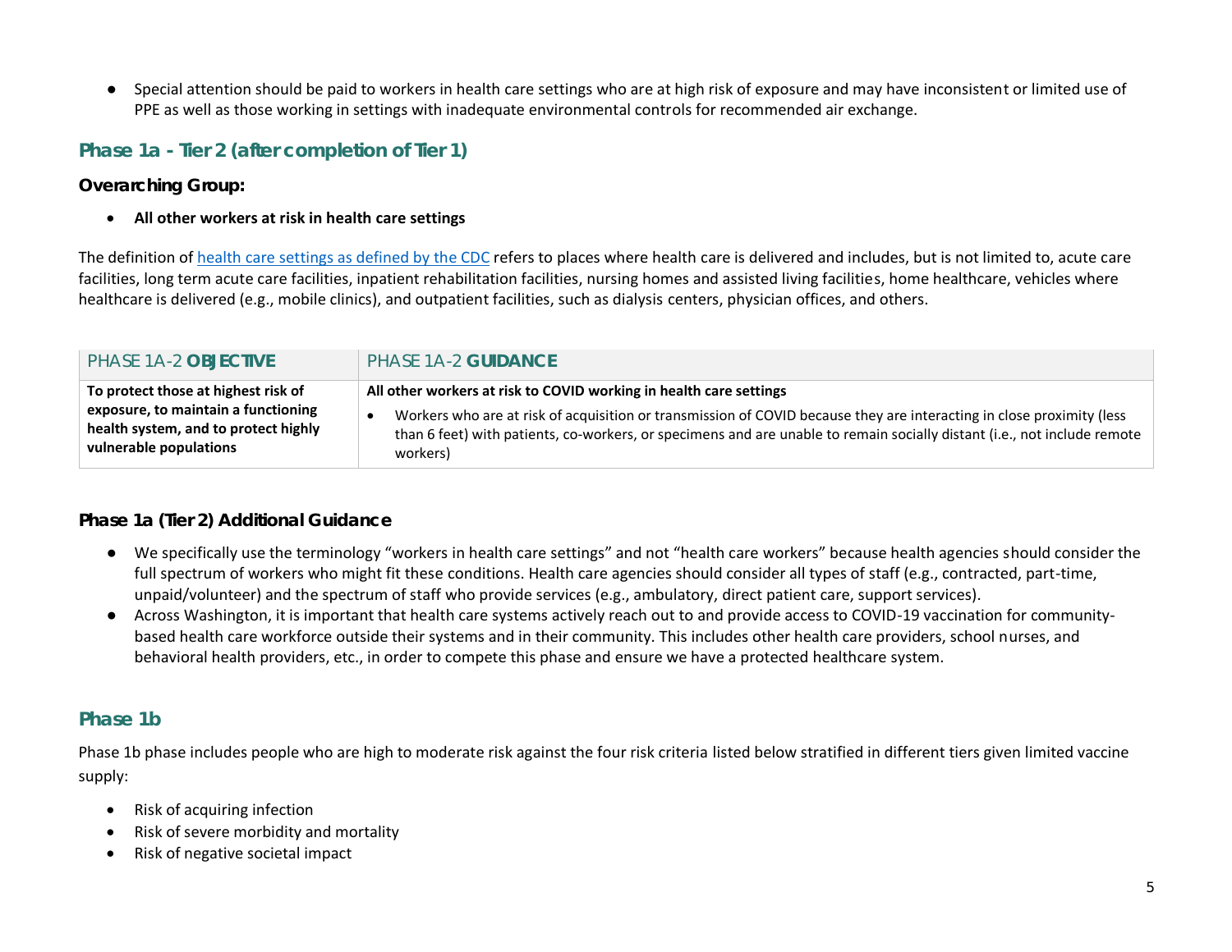- Special attention should be paid to workers in health care settings who are at high risk of exposure and may have inconsistent or limited use of PPE as well as those working in settings with inadequate environmental controls for recommended air exchange.

## Phase 1a - Tier 2 (after completion of Tier 1)

### Overarching Group:

- **All other workers at risk in health care settings**

The definition of [health care settings as defined by the CDC]() refers to places where health care is delivered and includes, but is not limited to, acute care facilities, long term acute care facilities, inpatient rehabilitation facilities, nursing homes and assisted living facilities, home healthcare, vehicles where healthcare is delivered (e.g., mobile clinics), and outpatient facilities, such as dialysis centers, physician offices, and others.

| PHASE 1A-2 **OBJECTIVE** | PHASE 1A-2 **GUIDANCE** |
|---|---|
| **To protect those at highest risk of exposure, to maintain a functioning health system, and to protect highly vulnerable populations** | **All other workers at risk to COVID working in health care settings**<br>• Workers who are at risk of acquisition or transmission of COVID because they are interacting in close proximity (less than 6 feet) with patients, co-workers, or specimens and are unable to remain socially distant (i.e., not include remote workers) |

### Phase 1a (Tier 2) Additional Guidance

- We specifically use the terminology "workers in health care settings" and not "health care workers" because health agencies should consider the full spectrum of workers who might fit these conditions. Health care agencies should consider all types of staff (e.g., contracted, part-time, unpaid/volunteer) and the spectrum of staff who provide services (e.g., ambulatory, direct patient care, support services).
- Across Washington, it is important that health care systems actively reach out to and provide access to COVID-19 vaccination for community-based health care workforce outside their systems and in their community. This includes other health care providers, school nurses, and behavioral health providers, etc., in order to compete this phase and ensure we have a protected healthcare system.

## Phase 1b

Phase 1b phase includes people who are high to moderate risk against the four risk criteria listed below stratified in different tiers given limited vaccine supply:

- Risk of acquiring infection
- Risk of severe morbidity and mortality
- Risk of negative societal impact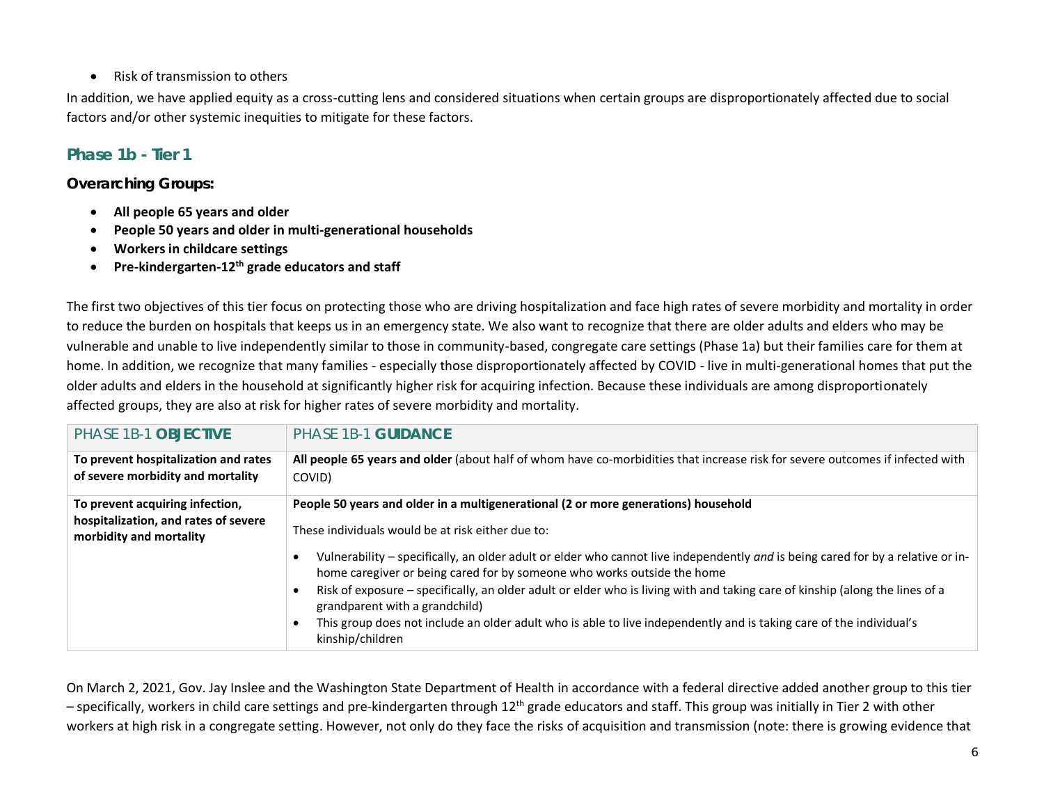- Risk of transmission to others

In addition, we have applied equity as a cross-cutting lens and considered situations when certain groups are disproportionately affected due to social factors and/or other systemic inequities to mitigate for these factors.

## Phase 1b - Tier 1

### Overarching Groups:

- **All people 65 years and older**
- **People 50 years and older in multi-generational households**
- **Workers in childcare settings**
- **Pre-kindergarten-12th grade educators and staff**

The first two objectives of this tier focus on protecting those who are driving hospitalization and face high rates of severe morbidity and mortality in order to reduce the burden on hospitals that keeps us in an emergency state. We also want to recognize that there are older adults and elders who may be vulnerable and unable to live independently similar to those in community-based, congregate care settings (Phase 1a) but their families care for them at home. In addition, we recognize that many families - especially those disproportionately affected by COVID - live in multi-generational homes that put the older adults and elders in the household at significantly higher risk for acquiring infection. Because these individuals are among disproportionately affected groups, they are also at risk for higher rates of severe morbidity and mortality.

| PHASE 1B-1 **OBJECTIVE** | PHASE 1B-1 **GUIDANCE** |
|---|---|
| **To prevent hospitalization and rates of severe morbidity and mortality** | **All people 65 years and older** (about half of whom have co-morbidities that increase risk for severe outcomes if infected with COVID) |
| **To prevent acquiring infection, hospitalization, and rates of severe morbidity and mortality** | **People 50 years and older in a multigenerational (2 or more generations) household**<br><br>These individuals would be at risk either due to:<br><br>• Vulnerability – specifically, an older adult or elder who cannot live independently *and* is being cared for by a relative or in-home caregiver or being cared for by someone who works outside the home<br>• Risk of exposure – specifically, an older adult or elder who is living with and taking care of kinship (along the lines of a grandparent with a grandchild)<br>• This group does not include an older adult who is able to live independently and is taking care of the individual's kinship/children |

On March 2, 2021, Gov. Jay Inslee and the Washington State Department of Health in accordance with a federal directive added another group to this tier – specifically, workers in child care settings and pre-kindergarten through 12th grade educators and staff. This group was initially in Tier 2 with other workers at high risk in a congregate setting. However, not only do they face the risks of acquisition and transmission (note: there is growing evidence that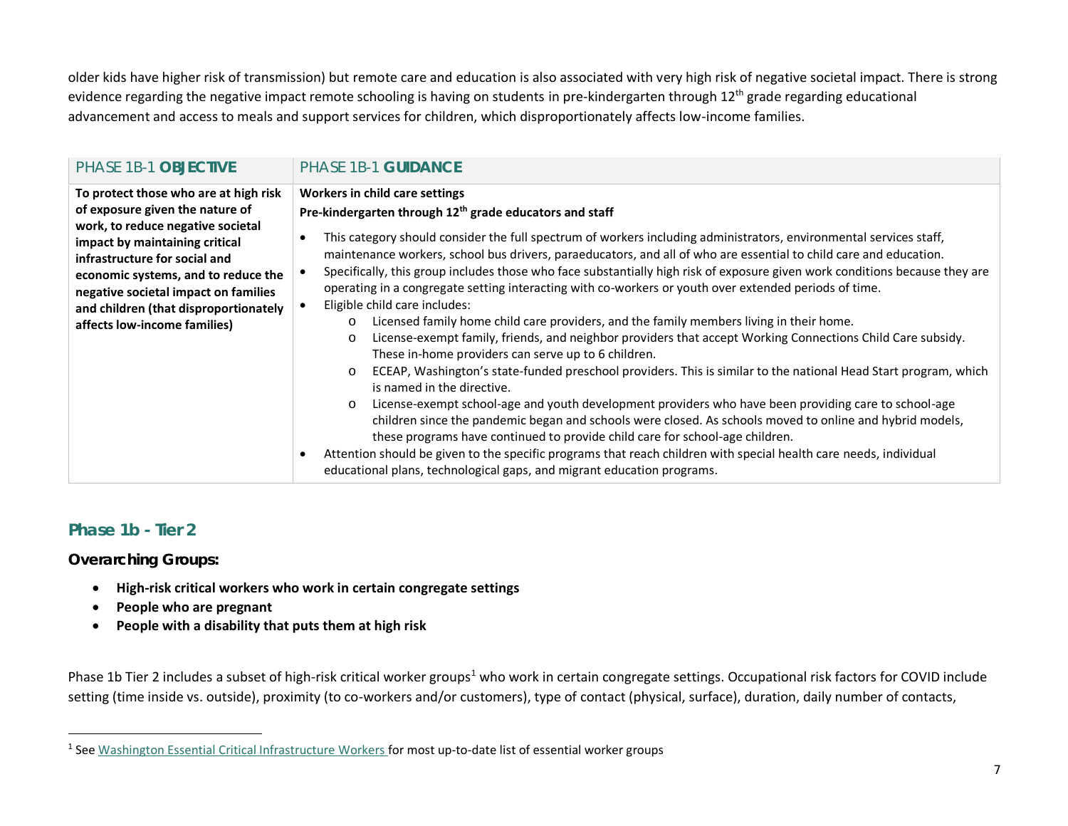older kids have higher risk of transmission) but remote care and education is also associated with very high risk of negative societal impact. There is strong evidence regarding the negative impact remote schooling is having on students in pre-kindergarten through 12th grade regarding educational advancement and access to meals and support services for children, which disproportionately affects low-income families.

| PHASE 1B-1 **OBJECTIVE** | PHASE 1B-1 **GUIDANCE** |
|---|---|
| **To protect those who are at high risk of exposure given the nature of work, to reduce negative societal impact by maintaining critical infrastructure for social and economic systems, and to reduce the negative societal impact on families and children (that disproportionately affects low-income families)** | **Workers in child care settings**<br>**Pre-kindergarten through 12th grade educators and staff**<br>• This category should consider the full spectrum of workers including administrators, environmental services staff, maintenance workers, school bus drivers, paraeducators, and all of who are essential to child care and education.<br>• Specifically, this group includes those who face substantially high risk of exposure given work conditions because they are operating in a congregate setting interacting with co-workers or youth over extended periods of time.<br>• Eligible child care includes:<br>&nbsp;&nbsp;o Licensed family home child care providers, and the family members living in their home.<br>&nbsp;&nbsp;o License-exempt family, friends, and neighbor providers that accept Working Connections Child Care subsidy. These in-home providers can serve up to 6 children.<br>&nbsp;&nbsp;o ECEAP, Washington's state-funded preschool providers. This is similar to the national Head Start program, which is named in the directive.<br>&nbsp;&nbsp;o License-exempt school-age and youth development providers who have been providing care to school-age children since the pandemic began and schools were closed. As schools moved to online and hybrid models, these programs have continued to provide child care for school-age children.<br>• Attention should be given to the specific programs that reach children with special health care needs, individual educational plans, technological gaps, and migrant education programs. |

## Phase 1b - Tier 2

### Overarching Groups:

- **High-risk critical workers who work in certain congregate settings**
- **People who are pregnant**
- **People with a disability that puts them at high risk**

Phase 1b Tier 2 includes a subset of high-risk critical worker groups[1] who work in certain congregate settings. Occupational risk factors for COVID include setting (time inside vs. outside), proximity (to co-workers and/or customers), type of contact (physical, surface), duration, daily number of contacts,

[1] See Washington Essential Critical Infrastructure Workers for most up-to-date list of essential worker groups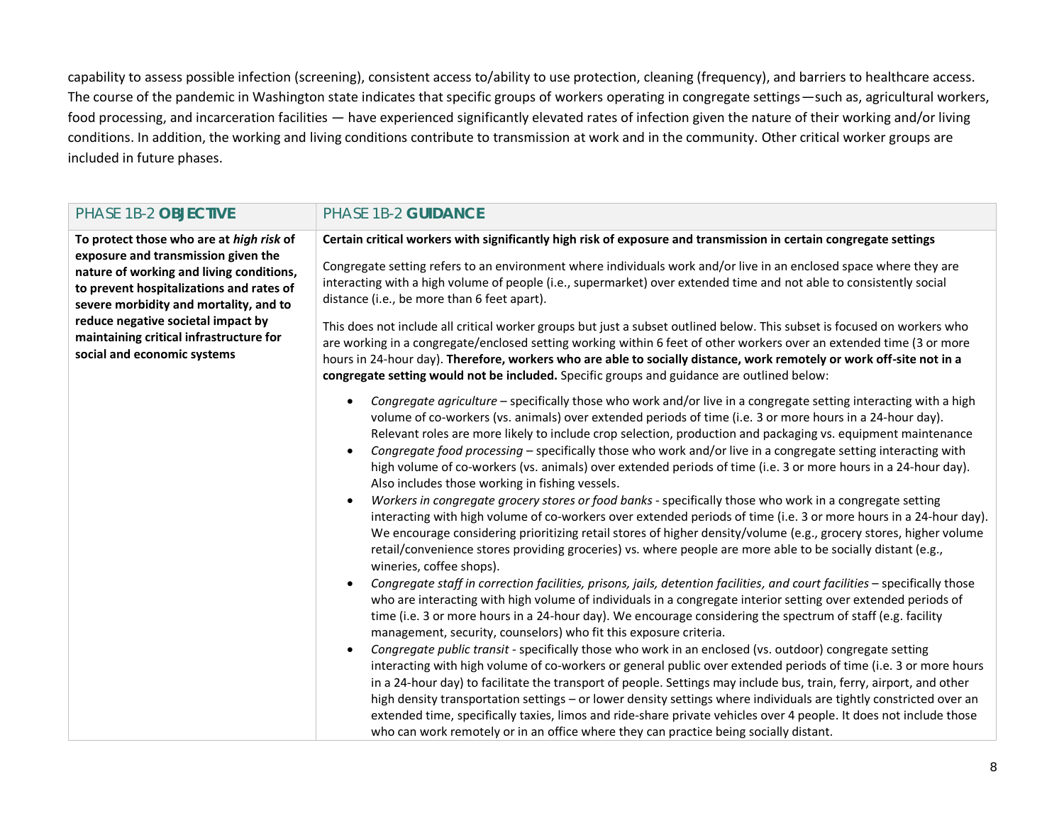capability to assess possible infection (screening), consistent access to/ability to use protection, cleaning (frequency), and barriers to healthcare access. The course of the pandemic in Washington state indicates that specific groups of workers operating in congregate settings—such as, agricultural workers, food processing, and incarceration facilities — have experienced significantly elevated rates of infection given the nature of their working and/or living conditions. In addition, the working and living conditions contribute to transmission at work and in the community. Other critical worker groups are included in future phases.

| PHASE 1B-2 **OBJECTIVE** | PHASE 1B-2 **GUIDANCE** |
|---|---|
| **To protect those who are at *high risk* of exposure and transmission given the nature of working and living conditions, to prevent hospitalizations and rates of severe morbidity and mortality, and to reduce negative societal impact by maintaining critical infrastructure for social and economic systems** | **Certain critical workers with significantly high risk of exposure and transmission in certain congregate settings**<br><br>Congregate setting refers to an environment where individuals work and/or live in an enclosed space where they are interacting with a high volume of people (i.e., supermarket) over extended time and not able to consistently social distance (i.e., be more than 6 feet apart).<br><br>This does not include all critical worker groups but just a subset outlined below. This subset is focused on workers who are working in a congregate/enclosed setting working within 6 feet of other workers over an extended time (3 or more hours in 24-hour day). **Therefore, workers who are able to socially distance, work remotely or work off-site not in a congregate setting would not be included.** Specific groups and guidance are outlined below:<br><br>• *Congregate agriculture* – specifically those who work and/or live in a congregate setting interacting with a high volume of co-workers (vs. animals) over extended periods of time (i.e. 3 or more hours in a 24-hour day). Relevant roles are more likely to include crop selection, production and packaging vs. equipment maintenance<br>• *Congregate food processing* – specifically those who work and/or live in a congregate setting interacting with high volume of co-workers (vs. animals) over extended periods of time (i.e. 3 or more hours in a 24-hour day). Also includes those working in fishing vessels.<br>• *Workers in congregate grocery stores or food banks* - specifically those who work in a congregate setting interacting with high volume of co-workers over extended periods of time (i.e. 3 or more hours in a 24-hour day). We encourage considering prioritizing retail stores of higher density/volume (e.g., grocery stores, higher volume retail/convenience stores providing groceries) vs. where people are more able to be socially distant (e.g., wineries, coffee shops).<br>• *Congregate staff in correction facilities, prisons, jails, detention facilities, and court facilities* – specifically those who are interacting with high volume of individuals in a congregate interior setting over extended periods of time (i.e. 3 or more hours in a 24-hour day). We encourage considering the spectrum of staff (e.g. facility management, security, counselors) who fit this exposure criteria.<br>• *Congregate public transit* - specifically those who work in an enclosed (vs. outdoor) congregate setting interacting with high volume of co-workers or general public over extended periods of time (i.e. 3 or more hours in a 24-hour day) to facilitate the transport of people. Settings may include bus, train, ferry, airport, and other high density transportation settings – or lower density settings where individuals are tightly constricted over an extended time, specifically taxies, limos and ride-share private vehicles over 4 people. It does not include those who can work remotely or in an office where they can practice being socially distant. |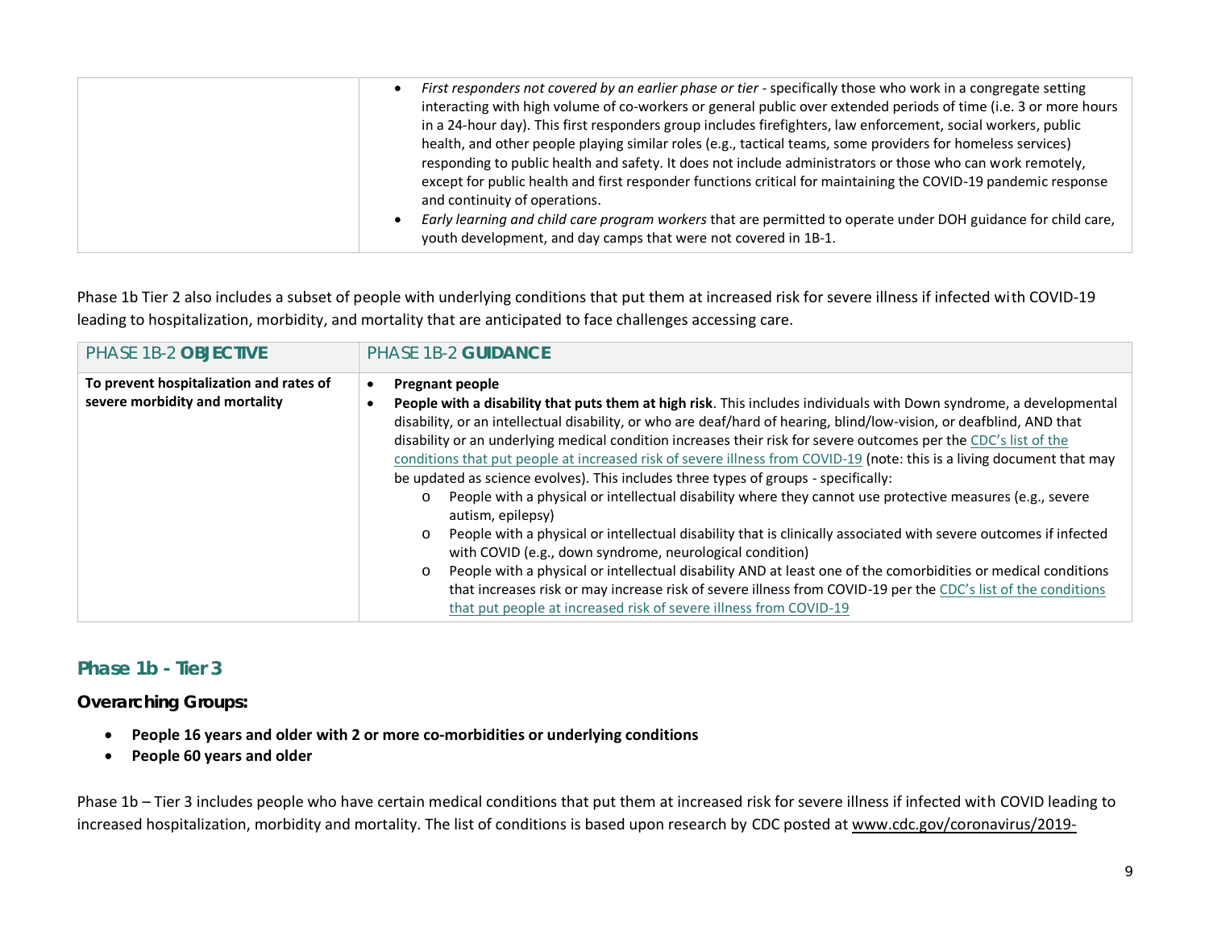|  |  |
|---|---|
|  | • *First responders not covered by an earlier phase or tier* - specifically those who work in a congregate setting interacting with high volume of co-workers or general public over extended periods of time (i.e. 3 or more hours in a 24-hour day). This first responders group includes firefighters, law enforcement, social workers, public health, and other people playing similar roles (e.g., tactical teams, some providers for homeless services) responding to public health and safety. It does not include administrators or those who can work remotely, except for public health and first responder functions critical for maintaining the COVID-19 pandemic response and continuity of operations.<br>• *Early learning and child care program workers* that are permitted to operate under DOH guidance for child care, youth development, and day camps that were not covered in 1B-1. |

Phase 1b Tier 2 also includes a subset of people with underlying conditions that put them at increased risk for severe illness if infected with COVID-19 leading to hospitalization, morbidity, and mortality that are anticipated to face challenges accessing care.

| PHASE 1B-2 **OBJECTIVE** | PHASE 1B-2 **GUIDANCE** |
|---|---|
| **To prevent hospitalization and rates of severe morbidity and mortality** | • **Pregnant people**<br>• **People with a disability that puts them at high risk**. This includes individuals with Down syndrome, a developmental disability, or an intellectual disability, or who are deaf/hard of hearing, blind/low-vision, or deafblind, AND that disability or an underlying medical condition increases their risk for severe outcomes per the CDC's list of the conditions that put people at increased risk of severe illness from COVID-19 (note: this is a living document that may be updated as science evolves). This includes three types of groups - specifically:<br>  o People with a physical or intellectual disability where they cannot use protective measures (e.g., severe autism, epilepsy)<br>  o People with a physical or intellectual disability that is clinically associated with severe outcomes if infected with COVID (e.g., down syndrome, neurological condition)<br>  o People with a physical or intellectual disability AND at least one of the comorbidities or medical conditions that increases risk or may increase risk of severe illness from COVID-19 per the CDC's list of the conditions that put people at increased risk of severe illness from COVID-19 |

## Phase 1b - Tier 3

### Overarching Groups:

- **People 16 years and older with 2 or more co-morbidities or underlying conditions**
- **People 60 years and older**

Phase 1b – Tier 3 includes people who have certain medical conditions that put them at increased risk for severe illness if infected with COVID leading to increased hospitalization, morbidity and mortality. The list of conditions is based upon research by CDC posted at www.cdc.gov/coronavirus/2019-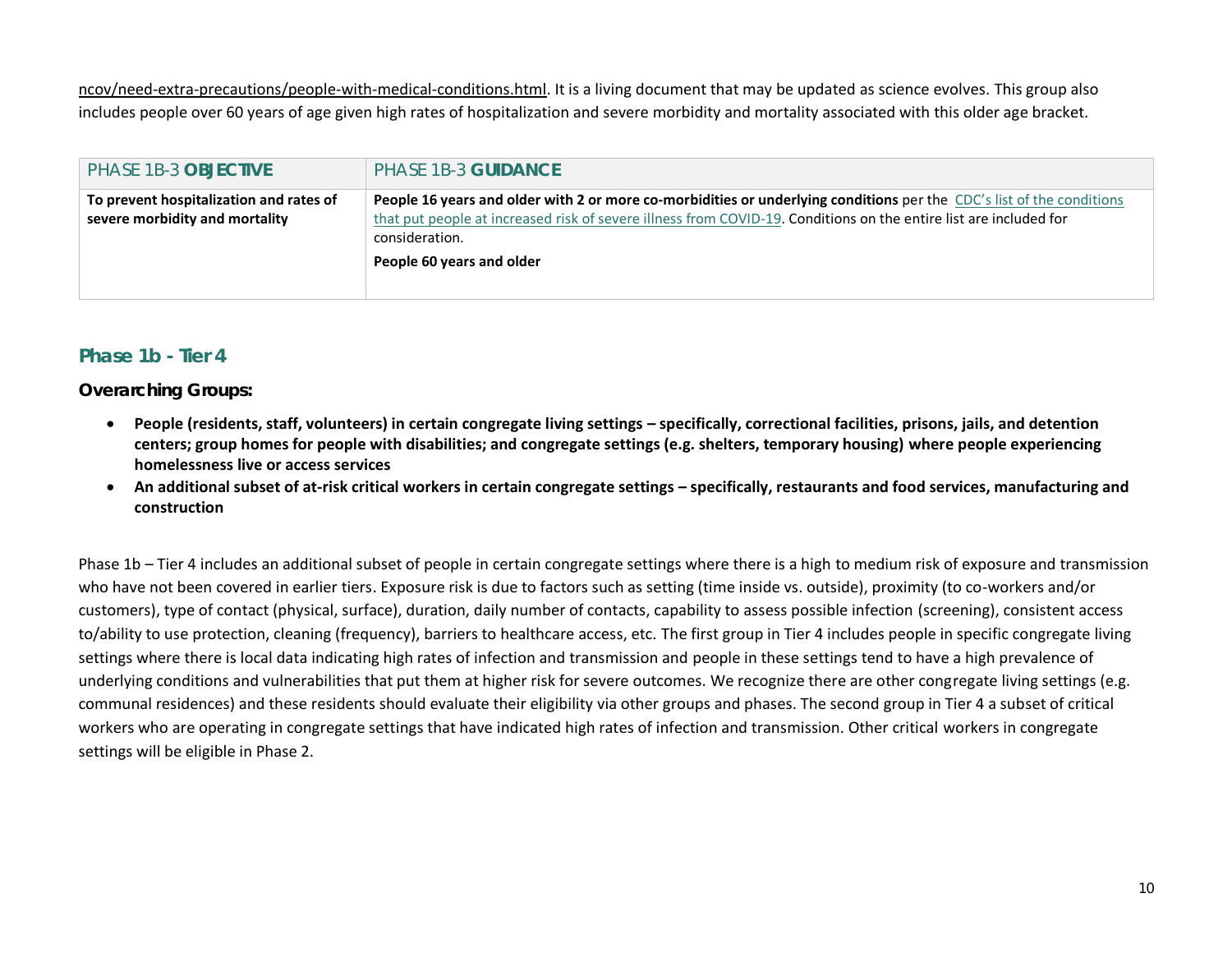ncov/need-extra-precautions/people-with-medical-conditions.html. It is a living document that may be updated as science evolves. This group also includes people over 60 years of age given high rates of hospitalization and severe morbidity and mortality associated with this older age bracket.

| PHASE 1B-3 **OBJECTIVE** | PHASE 1B-3 **GUIDANCE** |
|---|---|
| **To prevent hospitalization and rates of severe morbidity and mortality** | **People 16 years and older with 2 or more co-morbidities or underlying conditions** per the CDC's list of the conditions that put people at increased risk of severe illness from COVID-19. Conditions on the entire list are included for consideration.<br><br>**People 60 years and older** |

## Phase 1b - Tier 4

### Overarching Groups:

- **People (residents, staff, volunteers) in certain congregate living settings – specifically, correctional facilities, prisons, jails, and detention centers; group homes for people with disabilities; and congregate settings (e.g. shelters, temporary housing) where people experiencing homelessness live or access services**
- **An additional subset of at-risk critical workers in certain congregate settings – specifically, restaurants and food services, manufacturing and construction**

Phase 1b – Tier 4 includes an additional subset of people in certain congregate settings where there is a high to medium risk of exposure and transmission who have not been covered in earlier tiers. Exposure risk is due to factors such as setting (time inside vs. outside), proximity (to co-workers and/or customers), type of contact (physical, surface), duration, daily number of contacts, capability to assess possible infection (screening), consistent access to/ability to use protection, cleaning (frequency), barriers to healthcare access, etc. The first group in Tier 4 includes people in specific congregate living settings where there is local data indicating high rates of infection and transmission and people in these settings tend to have a high prevalence of underlying conditions and vulnerabilities that put them at higher risk for severe outcomes. We recognize there are other congregate living settings (e.g. communal residences) and these residents should evaluate their eligibility via other groups and phases. The second group in Tier 4 a subset of critical workers who are operating in congregate settings that have indicated high rates of infection and transmission. Other critical workers in congregate settings will be eligible in Phase 2.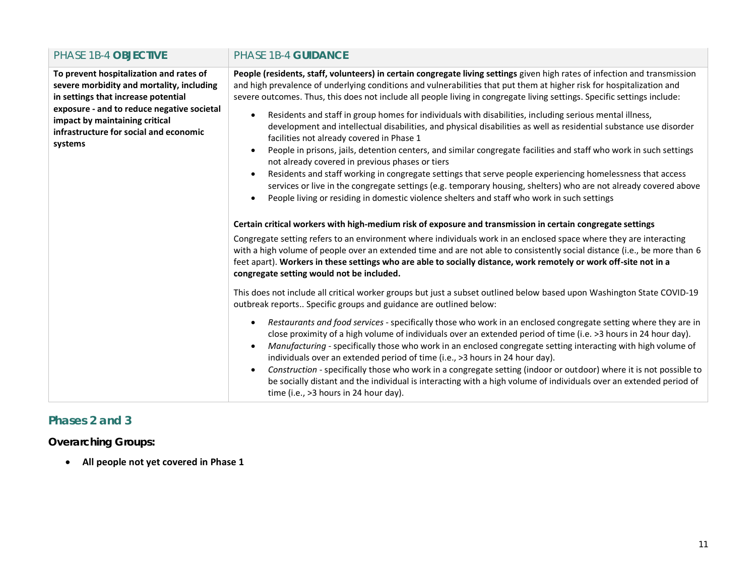| PHASE 1B-4 **OBJECTIVE** | PHASE 1B-4 **GUIDANCE** |
|---|---|
| **To prevent hospitalization and rates of severe morbidity and mortality, including in settings that increase potential exposure - and to reduce negative societal impact by maintaining critical infrastructure for social and economic systems** | **People (residents, staff, volunteers) in certain congregate living settings** given high rates of infection and transmission and high prevalence of underlying conditions and vulnerabilities that put them at higher risk for hospitalization and severe outcomes. Thus, this does not include all people living in congregate living settings. Specific settings include:<br><br>• Residents and staff in group homes for individuals with disabilities, including serious mental illness, development and intellectual disabilities, and physical disabilities as well as residential substance use disorder facilities not already covered in Phase 1<br>• People in prisons, jails, detention centers, and similar congregate facilities and staff who work in such settings not already covered in previous phases or tiers<br>• Residents and staff working in congregate settings that serve people experiencing homelessness that access services or live in the congregate settings (e.g. temporary housing, shelters) who are not already covered above<br>• People living or residing in domestic violence shelters and staff who work in such settings<br><br>**Certain critical workers with high-medium risk of exposure and transmission in certain congregate settings**<br><br>Congregate setting refers to an environment where individuals work in an enclosed space where they are interacting with a high volume of people over an extended time and are not able to consistently social distance (i.e., be more than 6 feet apart). **Workers in these settings who are able to socially distance, work remotely or work off-site not in a congregate setting would not be included.**<br><br>This does not include all critical worker groups but just a subset outlined below based upon Washington State COVID-19 outbreak reports.. Specific groups and guidance are outlined below:<br><br>• *Restaurants and food services* - specifically those who work in an enclosed congregate setting where they are in close proximity of a high volume of individuals over an extended period of time (i.e. >3 hours in 24 hour day).<br>• *Manufacturing* - specifically those who work in an enclosed congregate setting interacting with high volume of individuals over an extended period of time (i.e., >3 hours in 24 hour day).<br>• *Construction* - specifically those who work in a congregate setting (indoor or outdoor) where it is not possible to be socially distant and the individual is interacting with a high volume of individuals over an extended period of time (i.e., >3 hours in 24 hour day). |

## Phases 2 and 3

### Overarching Groups:

- **All people not yet covered in Phase 1**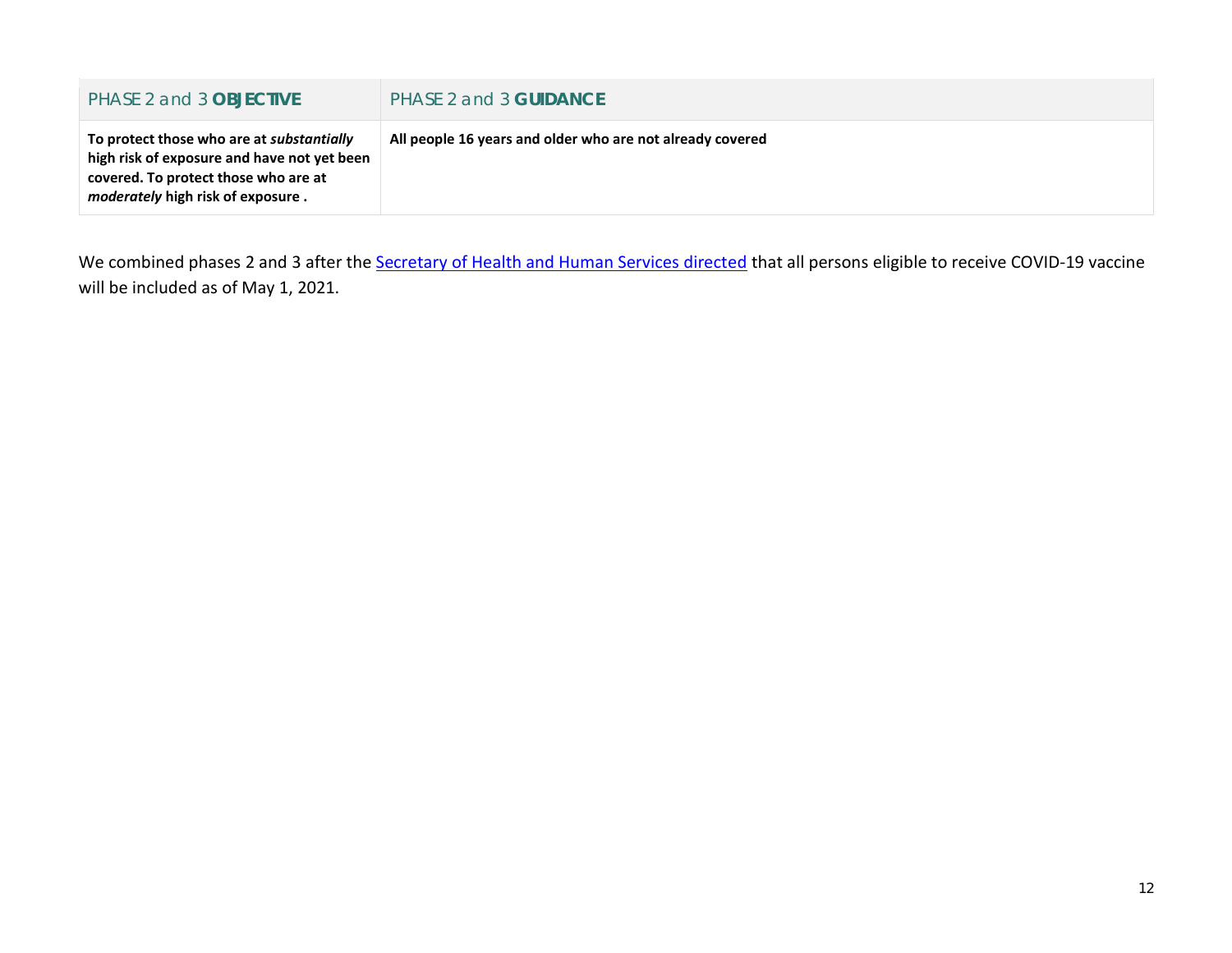| PHASE 2 and 3 **OBJECTIVE** | PHASE 2 and 3 **GUIDANCE** |
|---|---|
| **To protect those who are at *substantially* high risk of exposure and have not yet been covered. To protect those who are at *moderately* high risk of exposure .** | **All people 16 years and older who are not already covered** |

We combined phases 2 and 3 after the [Secretary of Health and Human Services directed]() that all persons eligible to receive COVID-19 vaccine will be included as of May 1, 2021.